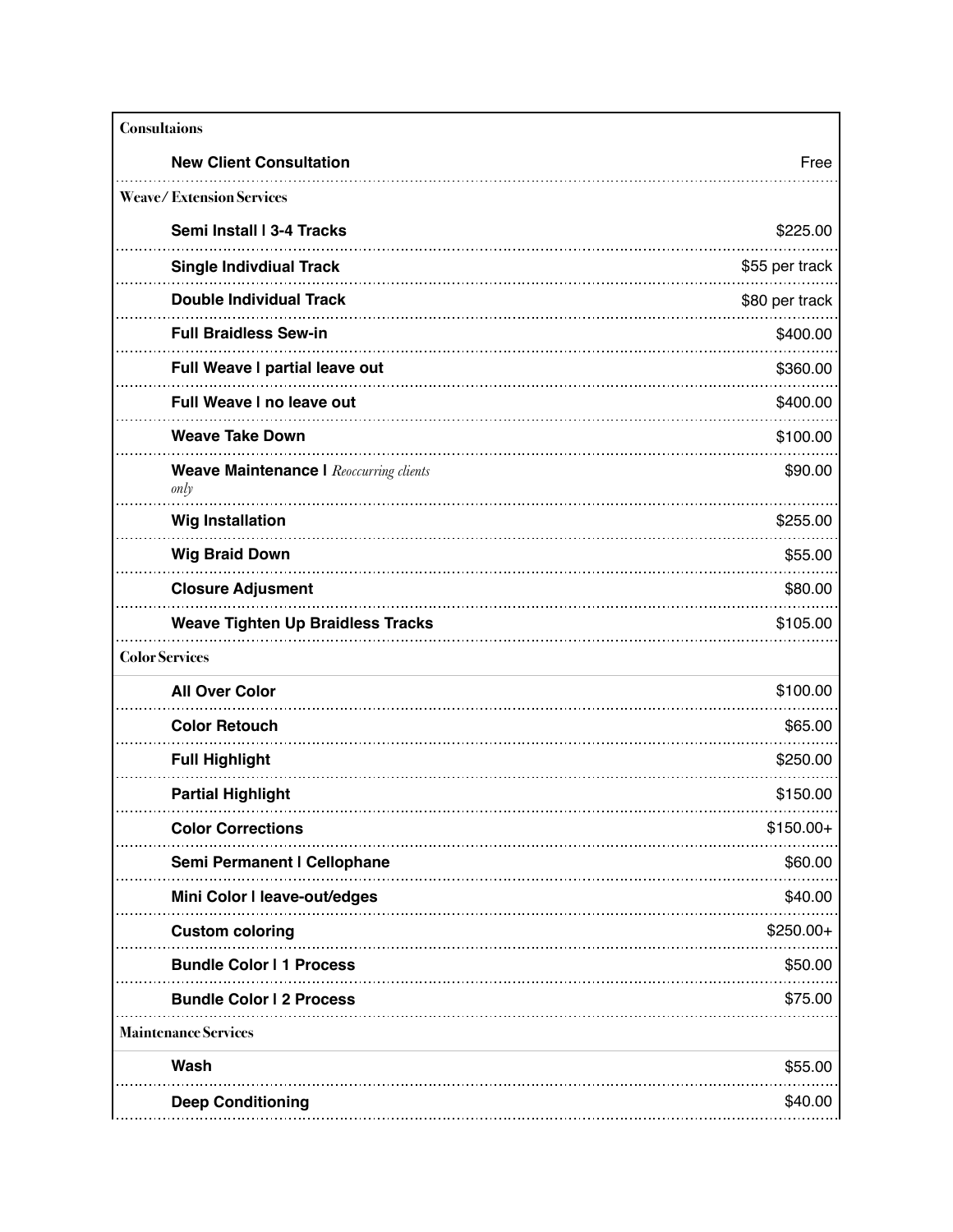## Consultaions

| Service | Price |
|---|---|
| **New Client Consultation** | Free |

## Weave / Extension Services

| Service | Price |
|---|---|
| **Semi Install l 3-4 Tracks** | $225.00 |
| **Single Indivdiual Track** | $55 per track |
| **Double Individual Track** | $80 per track |
| **Full Braidless Sew-in** | $400.00 |
| **Full Weave l partial leave out** | $360.00 |
| **Full Weave l no leave out** | $400.00 |
| **Weave Take Down** | $100.00 |
| **Weave Maintenance l** *Reoccurring clients only* | $90.00 |
| **Wig Installation** | $255.00 |
| **Wig Braid Down** | $55.00 |
| **Closure Adjusment** | $80.00 |
| **Weave Tighten Up Braidless Tracks** | $105.00 |

## Color Services

| Service | Price |
|---|---|
| **All Over Color** | $100.00 |
| **Color Retouch** | $65.00 |
| **Full Highlight** | $250.00 |
| **Partial Highlight** | $150.00 |
| **Color Corrections** | $150.00+ |
| **Semi Permanent l Cellophane** | $60.00 |
| **Mini Color l leave-out/edges** | $40.00 |
| **Custom coloring** | $250.00+ |
| **Bundle Color l 1 Process** | $50.00 |
| **Bundle Color l 2 Process** | $75.00 |

## Maintenance Services

| Service | Price |
|---|---|
| **Wash** | $55.00 |
| **Deep Conditioning** | $40.00 |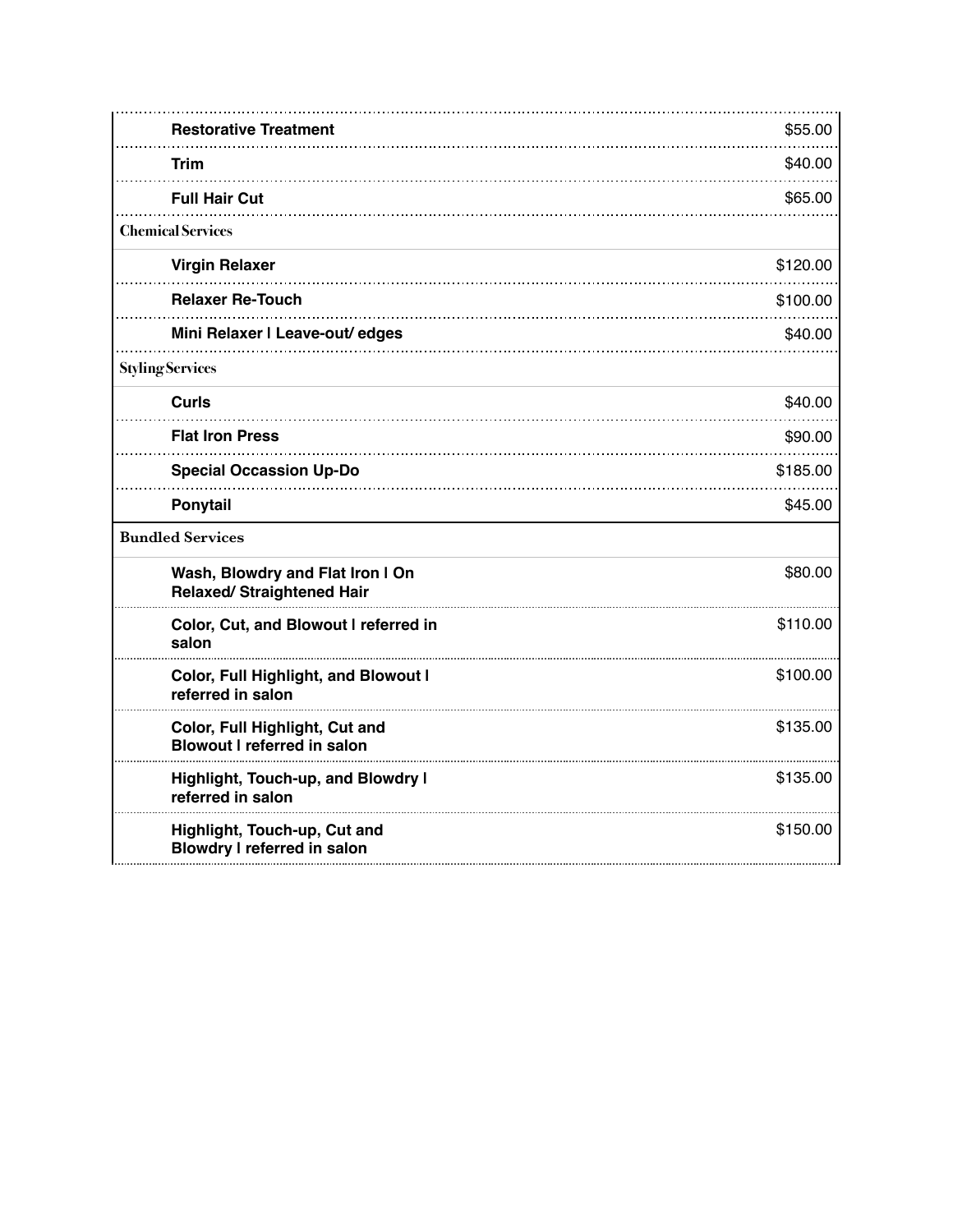| | |
|---|---|
| **Restorative Treatment** | $55.00 |
| **Trim** | $40.00 |
| **Full Hair Cut** | $65.00 |
| **Chemical Services** | |
| **Virgin Relaxer** | $120.00 |
| **Relaxer Re-Touch** | $100.00 |
| **Mini Relaxer l Leave-out/ edges** | $40.00 |
| **Styling Services** | |
| **Curls** | $40.00 |
| **Flat Iron Press** | $90.00 |
| **Special Occassion Up-Do** | $185.00 |
| **Ponytail** | $45.00 |
| **Bundled Services** | |
| **Wash, Blowdry and Flat Iron l On Relaxed/ Straightened Hair** | $80.00 |
| **Color, Cut, and Blowout l referred in salon** | $110.00 |
| **Color, Full Highlight, and Blowout l referred in salon** | $100.00 |
| **Color, Full Highlight, Cut and Blowout l referred in salon** | $135.00 |
| **Highlight, Touch-up, and Blowdry l referred in salon** | $135.00 |
| **Highlight, Touch-up, Cut and Blowdry l referred in salon** | $150.00 |